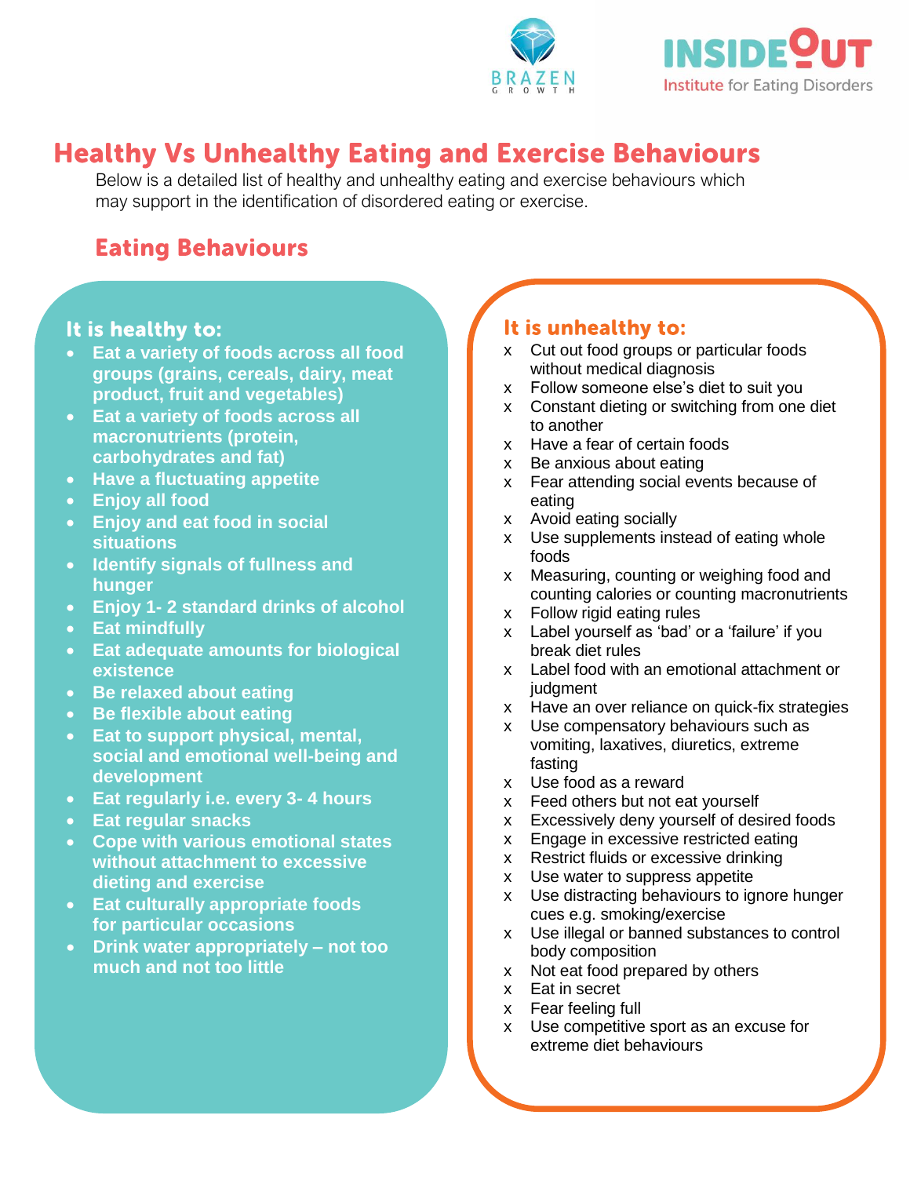# Healthy Vs Unhealthy Eating and Exercise Behaviours

Below is a detailed list of healthy and unhealthy eating and exercise behaviours which may support in the identification of disordered eating or exercise.

## Eating Behaviours

### It is healthy to:

- Eat a variety of foods across all food groups (grains, cereals, dairy, meat product, fruit and vegetables)
- Eat a variety of foods across all macronutrients (protein, carbohydrates and fat)
- Have a fluctuating appetite
- Enjoy all food
- Enjoy and eat food in social situations
- Identify signals of fullness and hunger
- Enjoy 1- 2 standard drinks of alcohol
- Eat mindfully
- Eat adequate amounts for biological existence
- Be relaxed about eating
- Be flexible about eating
- Eat to support physical, mental, social and emotional well-being and development
- Eat regularly i.e. every 3- 4 hours
- Eat regular snacks
- Cope with various emotional states without attachment to excessive dieting and exercise
- Eat culturally appropriate foods for particular occasions
- Drink water appropriately – not too much and not too little

### It is unhealthy to:

- x Cut out food groups or particular foods without medical diagnosis
- x Follow someone else's diet to suit you
- x Constant dieting or switching from one diet to another
- x Have a fear of certain foods
- x Be anxious about eating
- x Fear attending social events because of eating
- x Avoid eating socially
- x Use supplements instead of eating whole foods
- x Measuring, counting or weighing food and counting calories or counting macronutrients
- x Follow rigid eating rules
- x Label yourself as 'bad' or a 'failure' if you break diet rules
- x Label food with an emotional attachment or judgment
- x Have an over reliance on quick-fix strategies
- x Use compensatory behaviours such as vomiting, laxatives, diuretics, extreme fasting
- x Use food as a reward
- x Feed others but not eat yourself
- x Excessively deny yourself of desired foods
- x Engage in excessive restricted eating
- x Restrict fluids or excessive drinking
- x Use water to suppress appetite
- x Use distracting behaviours to ignore hunger cues e.g. smoking/exercise
- x Use illegal or banned substances to control body composition
- x Not eat food prepared by others
- x Eat in secret
- x Fear feeling full
- x Use competitive sport as an excuse for extreme diet behaviours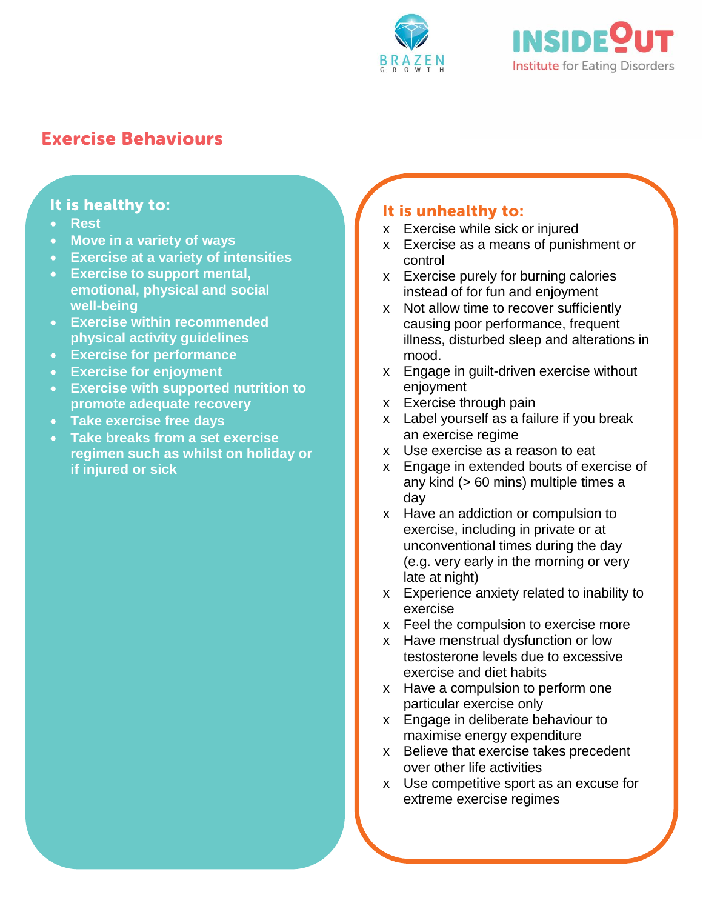## Exercise Behaviours

### It is healthy to:

- Rest
- Move in a variety of ways
- Exercise at a variety of intensities
- Exercise to support mental, emotional, physical and social well-being
- Exercise within recommended physical activity guidelines
- Exercise for performance
- Exercise for enjoyment
- Exercise with supported nutrition to promote adequate recovery
- Take exercise free days
- Take breaks from a set exercise regimen such as whilst on holiday or if injured or sick

### It is unhealthy to:

x Exercise while sick or injured
x Exercise as a means of punishment or control
x Exercise purely for burning calories instead of for fun and enjoyment
x Not allow time to recover sufficiently causing poor performance, frequent illness, disturbed sleep and alterations in mood.
x Engage in guilt-driven exercise without enjoyment
x Exercise through pain
x Label yourself as a failure if you break an exercise regime
x Use exercise as a reason to eat
x Engage in extended bouts of exercise of any kind (> 60 mins) multiple times a day
x Have an addiction or compulsion to exercise, including in private or at unconventional times during the day (e.g. very early in the morning or very late at night)
x Experience anxiety related to inability to exercise
x Feel the compulsion to exercise more
x Have menstrual dysfunction or low testosterone levels due to excessive exercise and diet habits
x Have a compulsion to perform one particular exercise only
x Engage in deliberate behaviour to maximise energy expenditure
x Believe that exercise takes precedent over other life activities
x Use competitive sport as an excuse for extreme exercise regimes